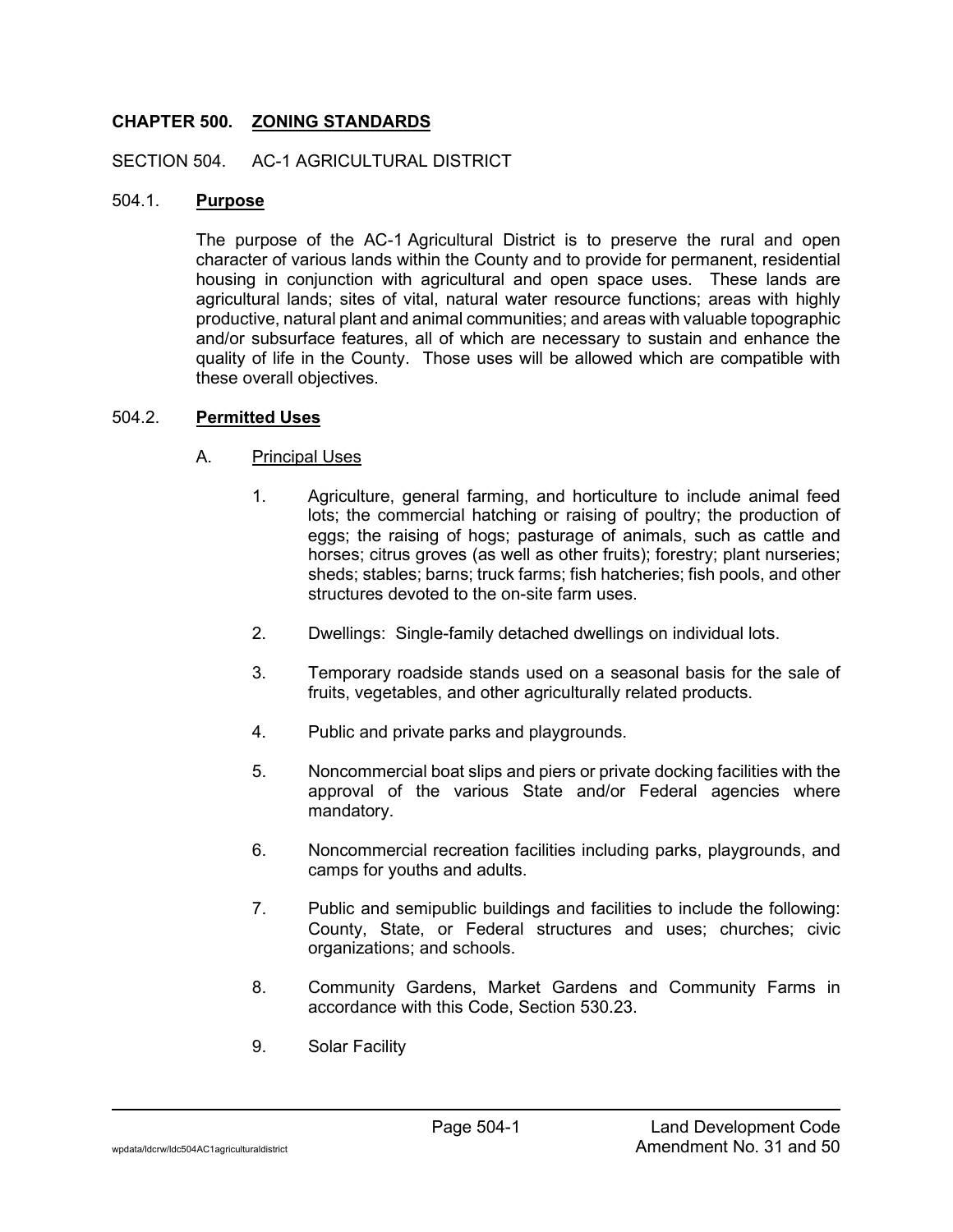# CHAPTER 500. ZONING STANDARDS

## SECTION 504. AC-1 AGRICULTURAL DISTRICT

### 504.1. **Purpose**

The purpose of the AC-1 Agricultural District is to preserve the rural and open character of various lands within the County and to provide for permanent, residential housing in conjunction with agricultural and open space uses. These lands are agricultural lands; sites of vital, natural water resource functions; areas with highly productive, natural plant and animal communities; and areas with valuable topographic and/or subsurface features, all of which are necessary to sustain and enhance the quality of life in the County. Those uses will be allowed which are compatible with these overall objectives.

### 504.2. **Permitted Uses**

A. Principal Uses

1. Agriculture, general farming, and horticulture to include animal feed lots; the commercial hatching or raising of poultry; the production of eggs; the raising of hogs; pasturage of animals, such as cattle and horses; citrus groves (as well as other fruits); forestry; plant nurseries; sheds; stables; barns; truck farms; fish hatcheries; fish pools, and other structures devoted to the on-site farm uses.

2. Dwellings: Single-family detached dwellings on individual lots.

3. Temporary roadside stands used on a seasonal basis for the sale of fruits, vegetables, and other agriculturally related products.

4. Public and private parks and playgrounds.

5. Noncommercial boat slips and piers or private docking facilities with the approval of the various State and/or Federal agencies where mandatory.

6. Noncommercial recreation facilities including parks, playgrounds, and camps for youths and adults.

7. Public and semipublic buildings and facilities to include the following: County, State, or Federal structures and uses; churches; civic organizations; and schools.

8. Community Gardens, Market Gardens and Community Farms in accordance with this Code, Section 530.23.

9. Solar Facility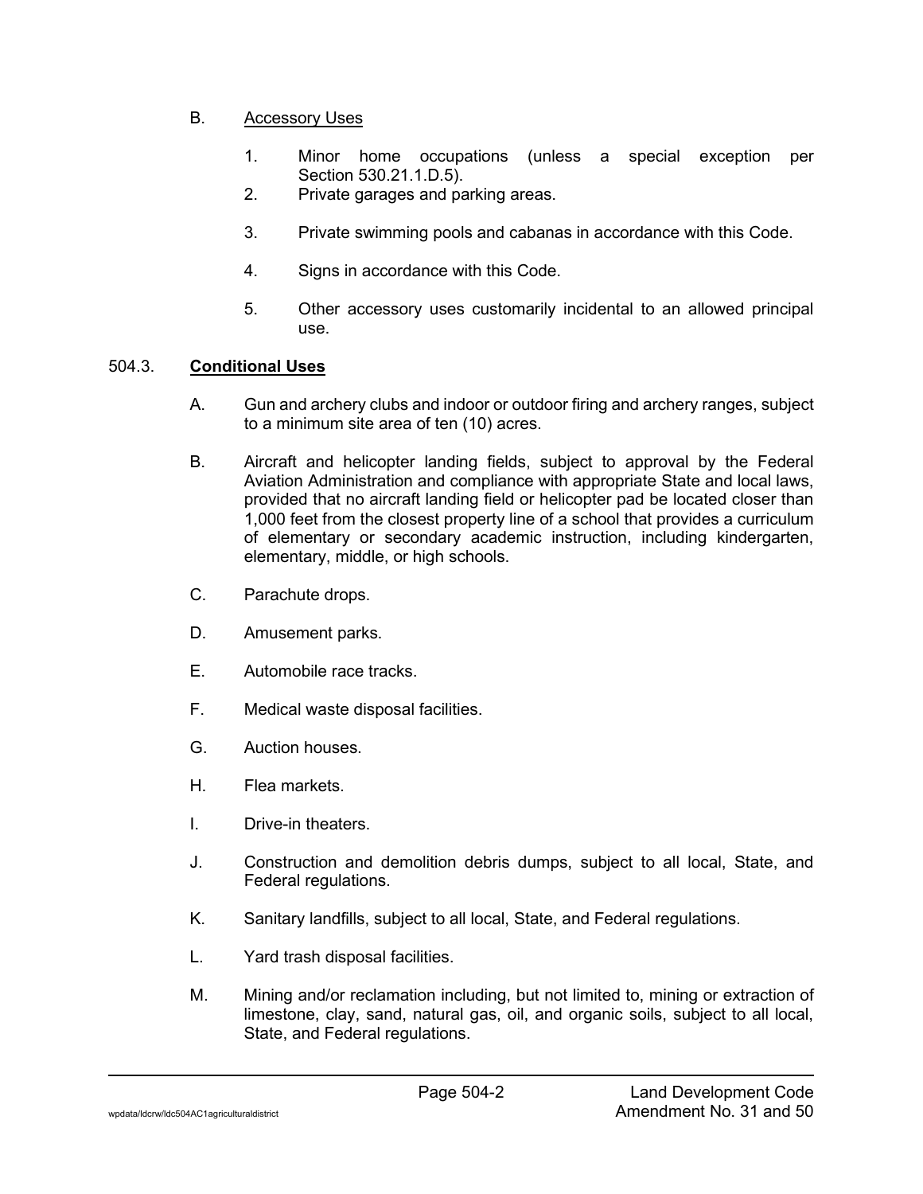B. Accessory Uses

1. Minor home occupations (unless a special exception per Section 530.21.1.D.5).
2. Private garages and parking areas.
3. Private swimming pools and cabanas in accordance with this Code.
4. Signs in accordance with this Code.
5. Other accessory uses customarily incidental to an allowed principal use.

504.3. **Conditional Uses**

A. Gun and archery clubs and indoor or outdoor firing and archery ranges, subject to a minimum site area of ten (10) acres.

B. Aircraft and helicopter landing fields, subject to approval by the Federal Aviation Administration and compliance with appropriate State and local laws, provided that no aircraft landing field or helicopter pad be located closer than 1,000 feet from the closest property line of a school that provides a curriculum of elementary or secondary academic instruction, including kindergarten, elementary, middle, or high schools.

C. Parachute drops.

D. Amusement parks.

E. Automobile race tracks.

F. Medical waste disposal facilities.

G. Auction houses.

H. Flea markets.

I. Drive-in theaters.

J. Construction and demolition debris dumps, subject to all local, State, and Federal regulations.

K. Sanitary landfills, subject to all local, State, and Federal regulations.

L. Yard trash disposal facilities.

M. Mining and/or reclamation including, but not limited to, mining or extraction of limestone, clay, sand, natural gas, oil, and organic soils, subject to all local, State, and Federal regulations.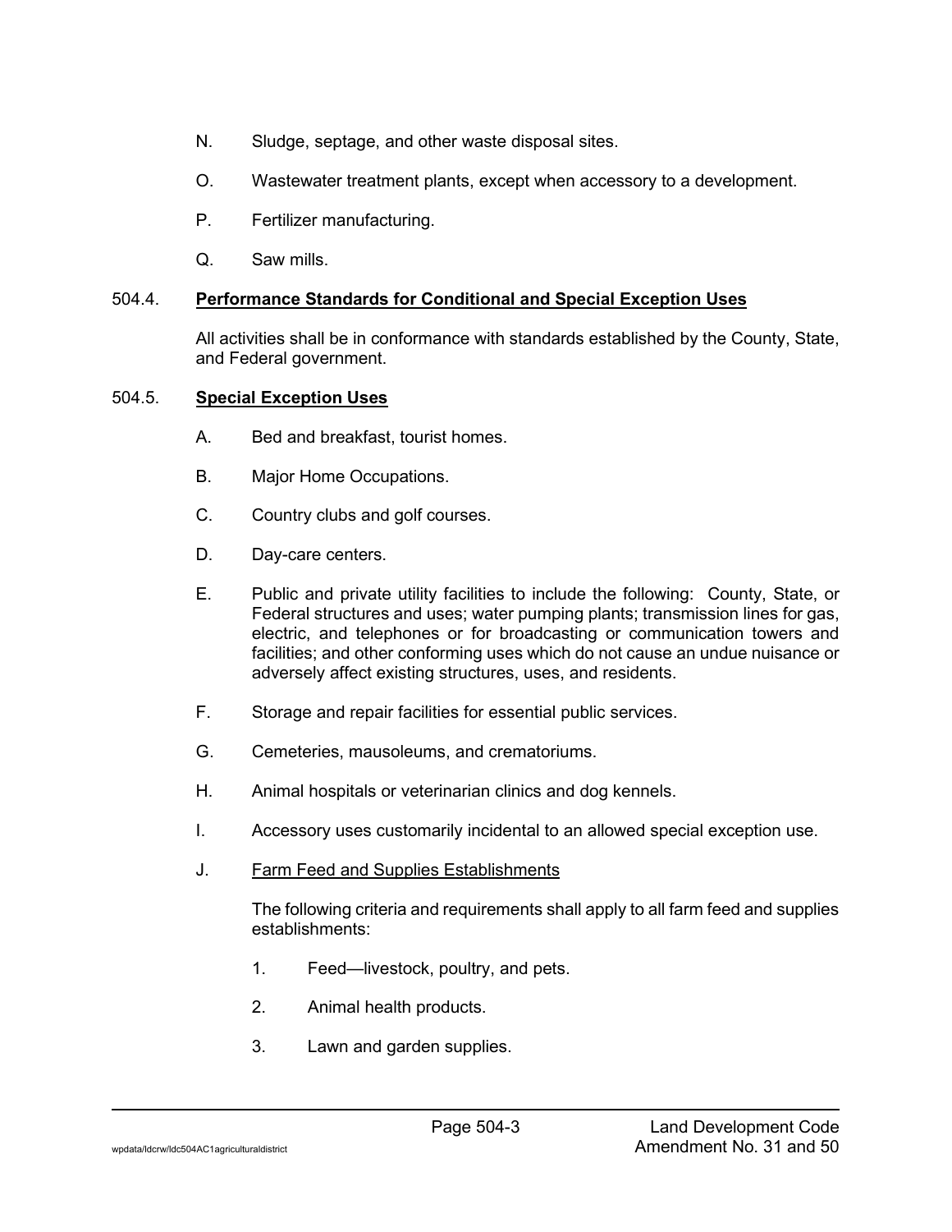N. Sludge, septage, and other waste disposal sites.

O. Wastewater treatment plants, except when accessory to a development.

P. Fertilizer manufacturing.

Q. Saw mills.

### 504.4. **<u>Performance Standards for Conditional and Special Exception Uses</u>**

All activities shall be in conformance with standards established by the County, State, and Federal government.

### 504.5. **<u>Special Exception Uses</u>**

A. Bed and breakfast, tourist homes.

B. Major Home Occupations.

C. Country clubs and golf courses.

D. Day-care centers.

E. Public and private utility facilities to include the following: County, State, or Federal structures and uses; water pumping plants; transmission lines for gas, electric, and telephones or for broadcasting or communication towers and facilities; and other conforming uses which do not cause an undue nuisance or adversely affect existing structures, uses, and residents.

F. Storage and repair facilities for essential public services.

G. Cemeteries, mausoleums, and crematoriums.

H. Animal hospitals or veterinarian clinics and dog kennels.

I. Accessory uses customarily incidental to an allowed special exception use.

J. <u>Farm Feed and Supplies Establishments</u>

The following criteria and requirements shall apply to all farm feed and supplies establishments:

1. Feed—livestock, poultry, and pets.

2. Animal health products.

3. Lawn and garden supplies.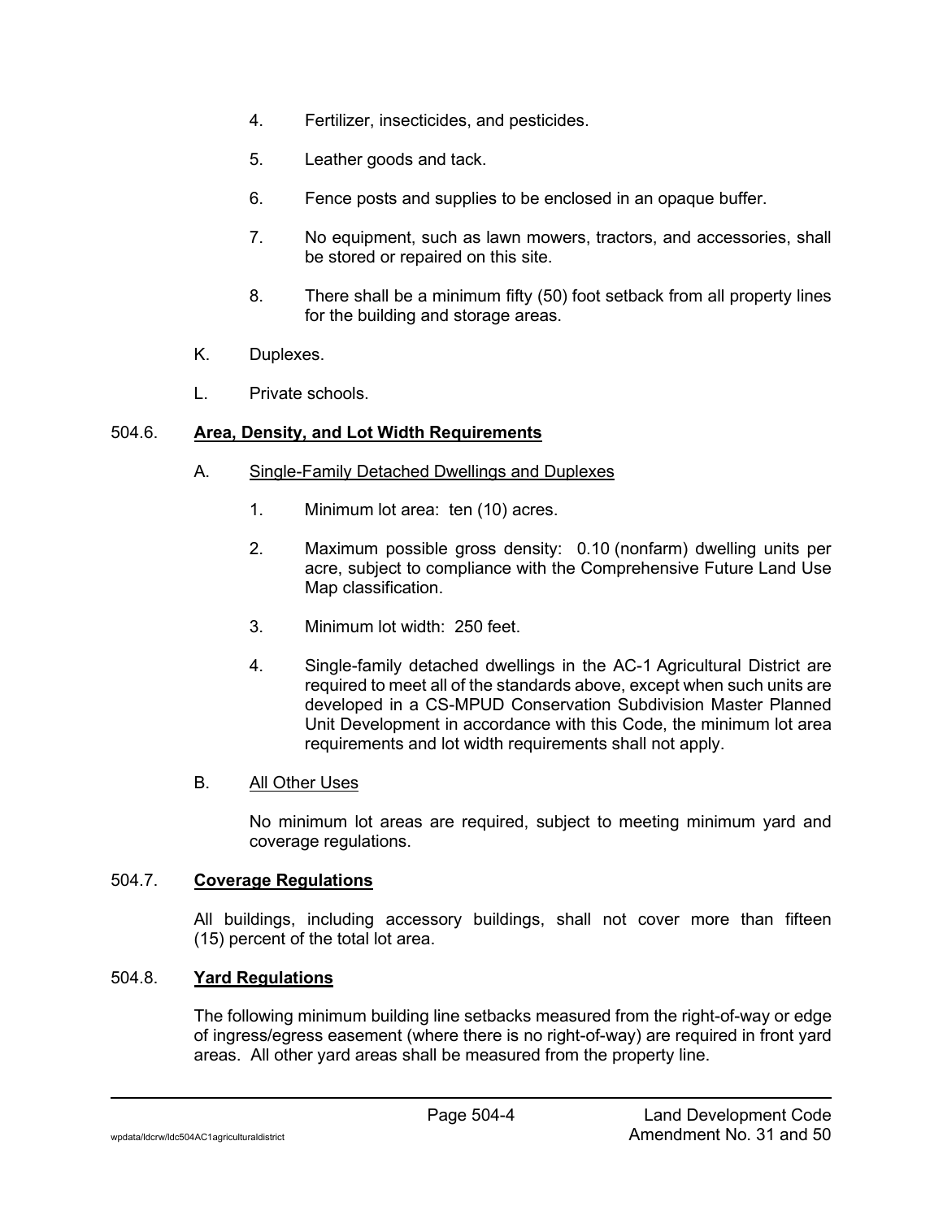4. Fertilizer, insecticides, and pesticides.

5. Leather goods and tack.

6. Fence posts and supplies to be enclosed in an opaque buffer.

7. No equipment, such as lawn mowers, tractors, and accessories, shall be stored or repaired on this site.

8. There shall be a minimum fifty (50) foot setback from all property lines for the building and storage areas.

K. Duplexes.

L. Private schools.

## 504.6. **Area, Density, and Lot Width Requirements**

A. Single-Family Detached Dwellings and Duplexes

1. Minimum lot area: ten (10) acres.

2. Maximum possible gross density: 0.10 (nonfarm) dwelling units per acre, subject to compliance with the Comprehensive Future Land Use Map classification.

3. Minimum lot width: 250 feet.

4. Single-family detached dwellings in the AC-1 Agricultural District are required to meet all of the standards above, except when such units are developed in a CS-MPUD Conservation Subdivision Master Planned Unit Development in accordance with this Code, the minimum lot area requirements and lot width requirements shall not apply.

B. All Other Uses

No minimum lot areas are required, subject to meeting minimum yard and coverage regulations.

## 504.7. **Coverage Regulations**

All buildings, including accessory buildings, shall not cover more than fifteen (15) percent of the total lot area.

## 504.8. **Yard Regulations**

The following minimum building line setbacks measured from the right-of-way or edge of ingress/egress easement (where there is no right-of-way) are required in front yard areas. All other yard areas shall be measured from the property line.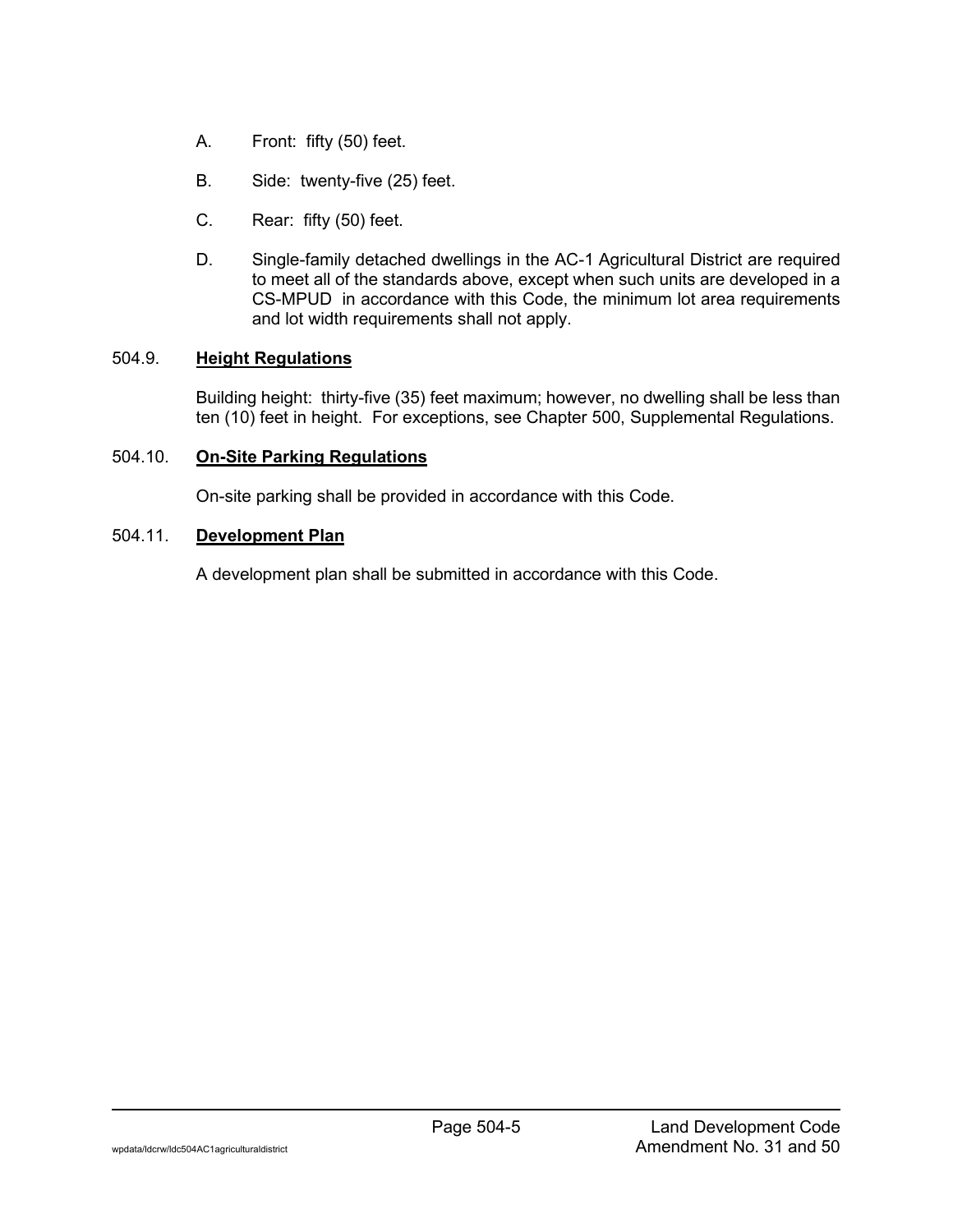A. Front: fifty (50) feet.

B. Side: twenty-five (25) feet.

C. Rear: fifty (50) feet.

D. Single-family detached dwellings in the AC-1 Agricultural District are required to meet all of the standards above, except when such units are developed in a CS-MPUD in accordance with this Code, the minimum lot area requirements and lot width requirements shall not apply.

### 504.9. **Height Regulations**

Building height: thirty-five (35) feet maximum; however, no dwelling shall be less than ten (10) feet in height. For exceptions, see Chapter 500, Supplemental Regulations.

### 504.10. **On-Site Parking Regulations**

On-site parking shall be provided in accordance with this Code.

### 504.11. **Development Plan**

A development plan shall be submitted in accordance with this Code.